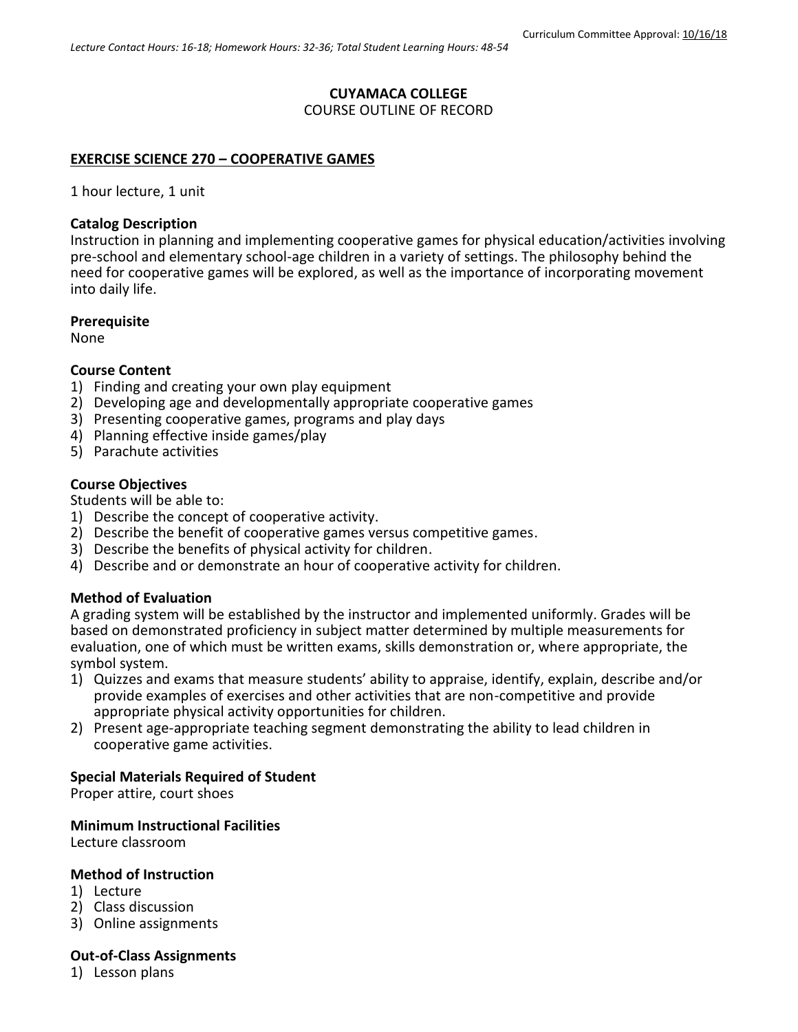Curriculum Committee Approval: 10/16/18

*Lecture Contact Hours: 16-18; Homework Hours: 32-36; Total Student Learning Hours: 48-54*

**CUYAMACA COLLEGE**
COURSE OUTLINE OF RECORD

**EXERCISE SCIENCE 270 – COOPERATIVE GAMES**

1 hour lecture, 1 unit

**Catalog Description**
Instruction in planning and implementing cooperative games for physical education/activities involving pre-school and elementary school-age children in a variety of settings. The philosophy behind the need for cooperative games will be explored, as well as the importance of incorporating movement into daily life.

**Prerequisite**
None

**Course Content**
1) Finding and creating your own play equipment
2) Developing age and developmentally appropriate cooperative games
3) Presenting cooperative games, programs and play days
4) Planning effective inside games/play
5) Parachute activities

**Course Objectives**
Students will be able to:
1) Describe the concept of cooperative activity.
2) Describe the benefit of cooperative games versus competitive games.
3) Describe the benefits of physical activity for children.
4) Describe and or demonstrate an hour of cooperative activity for children.

**Method of Evaluation**
A grading system will be established by the instructor and implemented uniformly. Grades will be based on demonstrated proficiency in subject matter determined by multiple measurements for evaluation, one of which must be written exams, skills demonstration or, where appropriate, the symbol system.
1) Quizzes and exams that measure students' ability to appraise, identify, explain, describe and/or provide examples of exercises and other activities that are non-competitive and provide appropriate physical activity opportunities for children.
2) Present age-appropriate teaching segment demonstrating the ability to lead children in cooperative game activities.

**Special Materials Required of Student**
Proper attire, court shoes

**Minimum Instructional Facilities**
Lecture classroom

**Method of Instruction**
1) Lecture
2) Class discussion
3) Online assignments

**Out-of-Class Assignments**
1) Lesson plans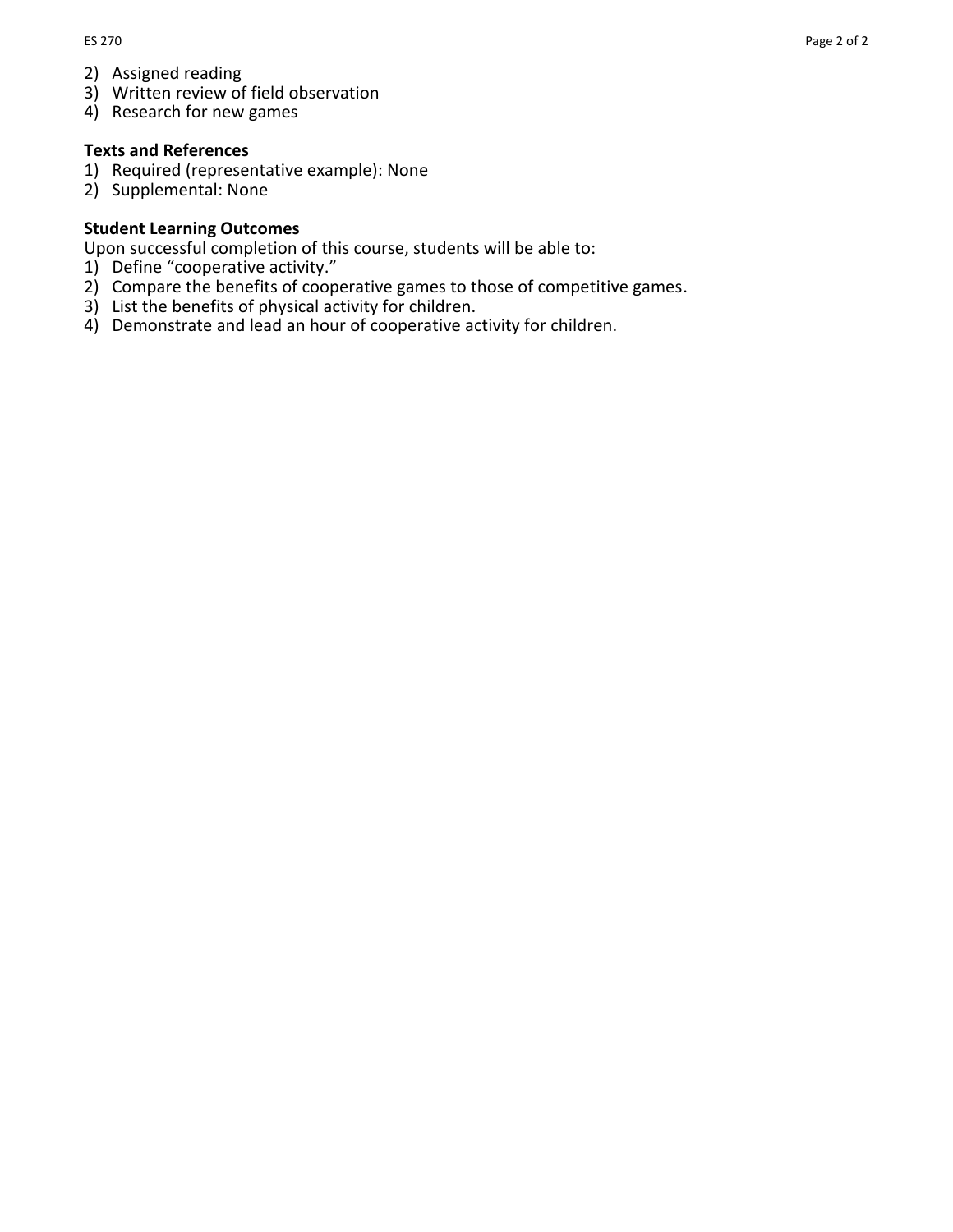2) Assigned reading
3) Written review of field observation
4) Research for new games

**Texts and References**

1) Required (representative example): None
2) Supplemental: None

**Student Learning Outcomes**

Upon successful completion of this course, students will be able to:

1) Define "cooperative activity."
2) Compare the benefits of cooperative games to those of competitive games.
3) List the benefits of physical activity for children.
4) Demonstrate and lead an hour of cooperative activity for children.